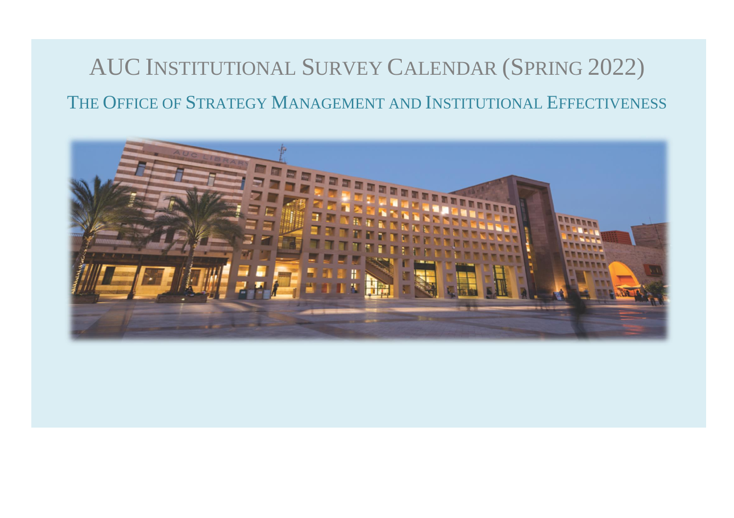# AUC Institutional Survey Calendar (Spring 2022)

## The Office of Strategy Management and Institutional Effectiveness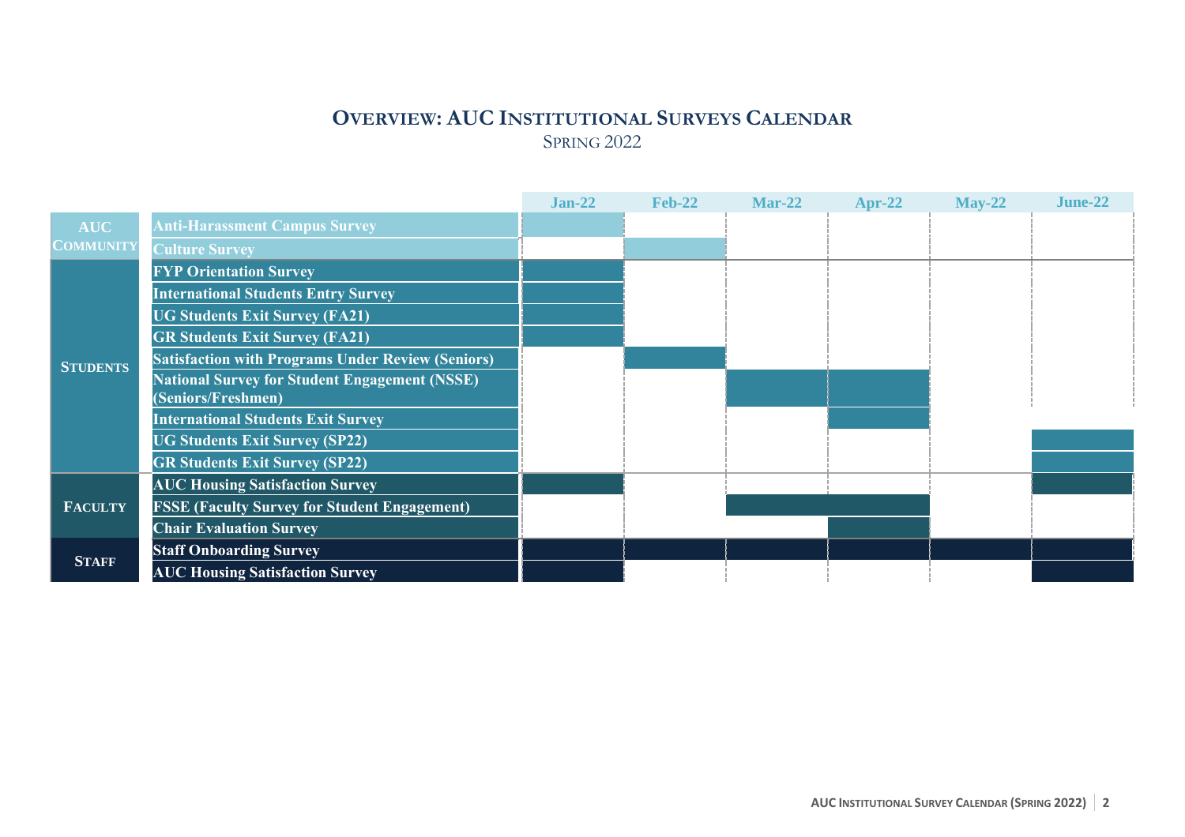# Overview: AUC Institutional Surveys Calendar

Spring 2022

| | | Jan-22 | Feb-22 | Mar-22 | Apr-22 | May-22 | June-22 |
|---|---|---|---|---|---|---|---|
| **AUC Community** | **Anti-Harassment Campus Survey** | ■ | | | | | |
| | **Culture Survey** | | ■ | | | | |
| **Students** | **FYP Orientation Survey** | ■ | | | | | |
| | **International Students Entry Survey** | ■ | | | | | |
| | **UG Students Exit Survey (FA21)** | ■ | | | | | |
| | **GR Students Exit Survey (FA21)** | ■ | | | | | |
| | **Satisfaction with Programs Under Review (Seniors)** | | ■ | | | | |
| | **National Survey for Student Engagement (NSSE) (Seniors/Freshmen)** | | | ■ | ■ | | |
| | **International Students Exit Survey** | | | | ■ | | |
| | **UG Students Exit Survey (SP22)** | | | | | | ■ |
| | **GR Students Exit Survey (SP22)** | | | | | | ■ |
| **Faculty** | **AUC Housing Satisfaction Survey** | ■ | | | | | ■ |
| | **FSSE (Faculty Survey for Student Engagement)** | | | ■ | ■ | | |
| | **Chair Evaluation Survey** | | | | ■ | | |
| **Staff** | **Staff Onboarding Survey** | ■ | ■ | ■ | ■ | ■ | ■ |
| | **AUC Housing Satisfaction Survey** | ■ | | | | | ■ |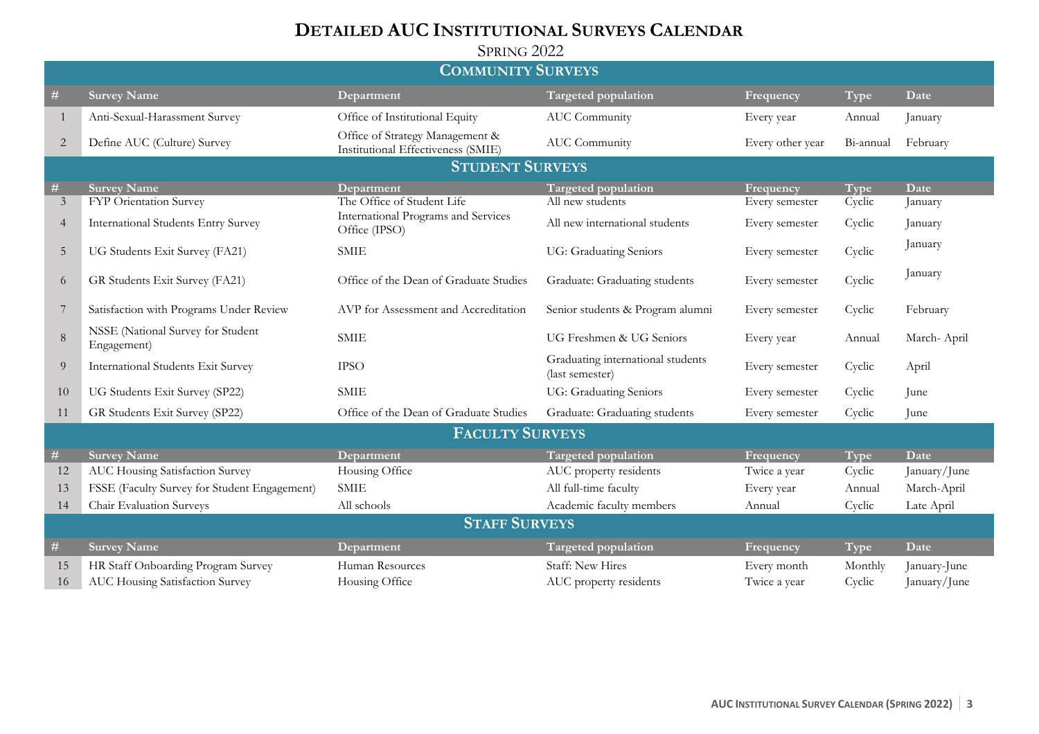# Detailed AUC Institutional Surveys Calendar

Spring 2022

## Community Surveys

| # | Survey Name | Department | Targeted population | Frequency | Type | Date |
|---|---|---|---|---|---|---|
| 1 | Anti-Sexual-Harassment Survey | Office of Institutional Equity | AUC Community | Every year | Annual | January |
| 2 | Define AUC (Culture) Survey | Office of Strategy Management & Institutional Effectiveness (SMIE) | AUC Community | Every other year | Bi-annual | February |

## Student Surveys

| # | Survey Name | Department | Targeted population | Frequency | Type | Date |
|---|---|---|---|---|---|---|
| 3 | FYP Orientation Survey | The Office of Student Life | All new students | Every semester | Cyclic | January |
| 4 | International Students Entry Survey | International Programs and Services Office (IPSO) | All new international students | Every semester | Cyclic | January |
| 5 | UG Students Exit Survey (FA21) | SMIE | UG: Graduating Seniors | Every semester | Cyclic | January |
| 6 | GR Students Exit Survey (FA21) | Office of the Dean of Graduate Studies | Graduate: Graduating students | Every semester | Cyclic | January |
| 7 | Satisfaction with Programs Under Review | AVP for Assessment and Accreditation | Senior students & Program alumni | Every semester | Cyclic | February |
| 8 | NSSE (National Survey for Student Engagement) | SMIE | UG Freshmen & UG Seniors | Every year | Annual | March- April |
| 9 | International Students Exit Survey | IPSO | Graduating international students (last semester) | Every semester | Cyclic | April |
| 10 | UG Students Exit Survey (SP22) | SMIE | UG: Graduating Seniors | Every semester | Cyclic | June |
| 11 | GR Students Exit Survey (SP22) | Office of the Dean of Graduate Studies | Graduate: Graduating students | Every semester | Cyclic | June |

## Faculty Surveys

| # | Survey Name | Department | Targeted population | Frequency | Type | Date |
|---|---|---|---|---|---|---|
| 12 | AUC Housing Satisfaction Survey | Housing Office | AUC property residents | Twice a year | Cyclic | January/June |
| 13 | FSSE (Faculty Survey for Student Engagement) | SMIE | All full-time faculty | Every year | Annual | March-April |
| 14 | Chair Evaluation Surveys | All schools | Academic faculty members | Annual | Cyclic | Late April |

## Staff Surveys

| # | Survey Name | Department | Targeted population | Frequency | Type | Date |
|---|---|---|---|---|---|---|
| 15 | HR Staff Onboarding Program Survey | Human Resources | Staff: New Hires | Every month | Monthly | January-June |
| 16 | AUC Housing Satisfaction Survey | Housing Office | AUC property residents | Twice a year | Cyclic | January/June |